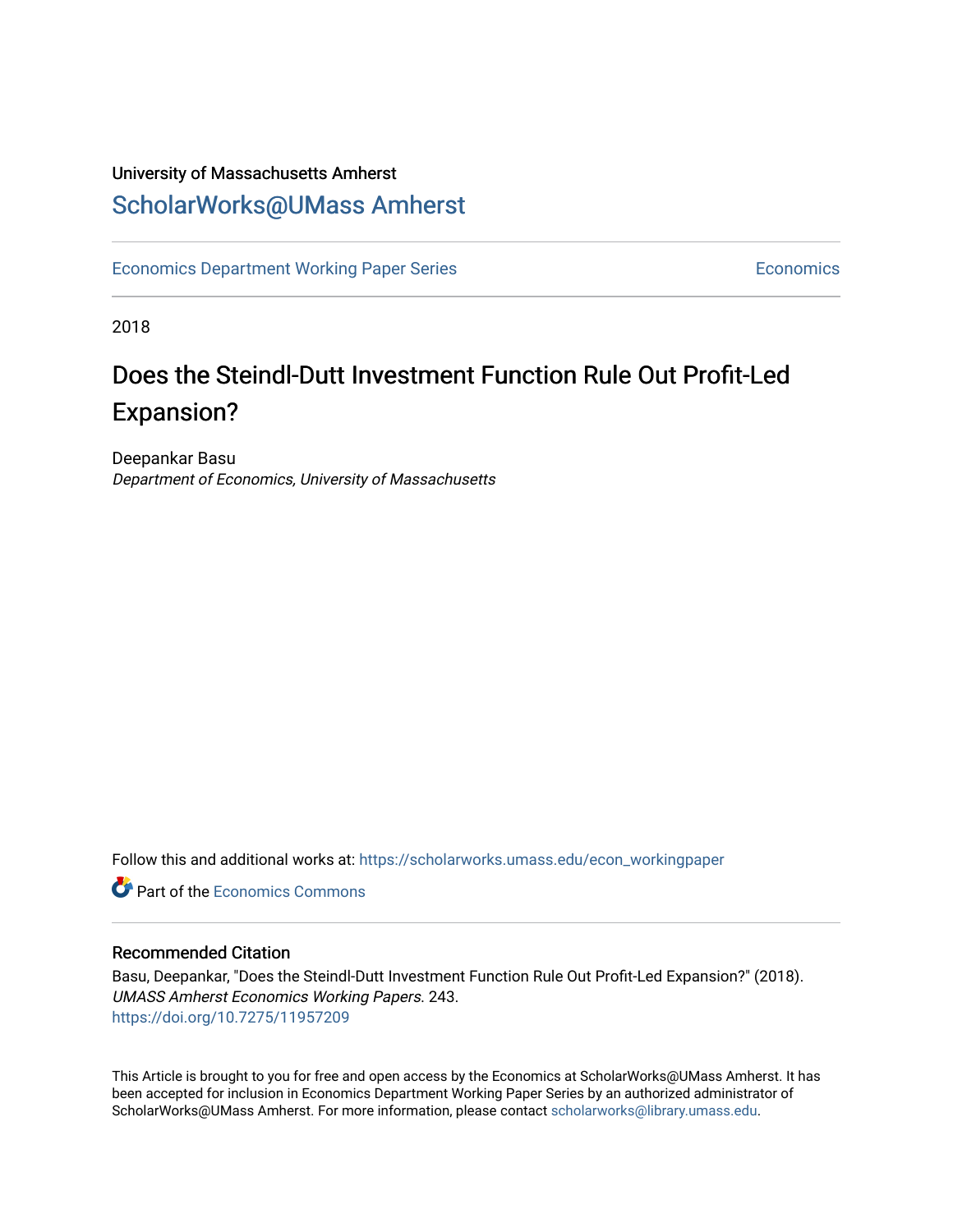University of Massachusetts Amherst

# ScholarWorks@UMass Amherst

Economics Department Working Paper Series | Economics

2018

## Does the Steindl-Dutt Investment Function Rule Out Profit-Led Expansion?

Deepankar Basu

*Department of Economics, University of Massachusetts*

Follow this and additional works at: https://scholarworks.umass.edu/econ_workingpaper

Part of the Economics Commons

### Recommended Citation

Basu, Deepankar, "Does the Steindl-Dutt Investment Function Rule Out Profit-Led Expansion?" (2018). *UMASS Amherst Economics Working Papers*. 243.
https://doi.org/10.7275/11957209

This Article is brought to you for free and open access by the Economics at ScholarWorks@UMass Amherst. It has been accepted for inclusion in Economics Department Working Paper Series by an authorized administrator of ScholarWorks@UMass Amherst. For more information, please contact scholarworks@library.umass.edu.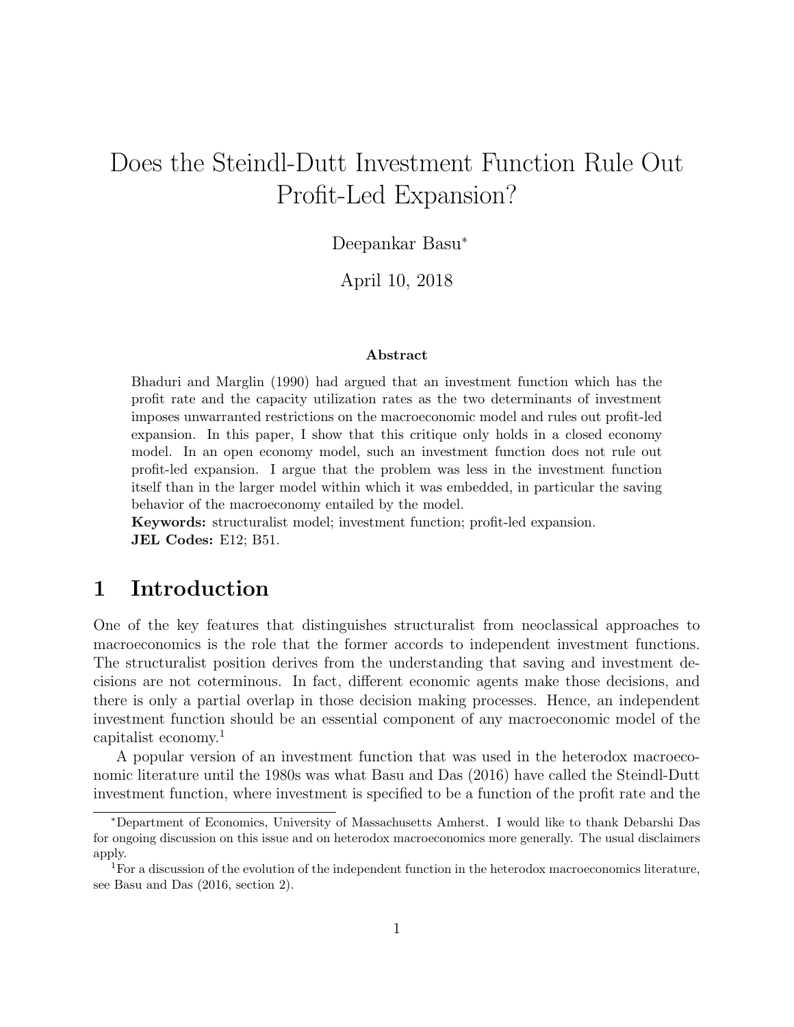# Does the Steindl-Dutt Investment Function Rule Out Profit-Led Expansion?

Deepankar Basu*

April 10, 2018

**Abstract**

Bhaduri and Marglin (1990) had argued that an investment function which has the profit rate and the capacity utilization rates as the two determinants of investment imposes unwarranted restrictions on the macroeconomic model and rules out profit-led expansion. In this paper, I show that this critique only holds in a closed economy model. In an open economy model, such an investment function does not rule out profit-led expansion. I argue that the problem was less in the investment function itself than in the larger model within which it was embedded, in particular the saving behavior of the macroeconomy entailed by the model.

**Keywords:** structuralist model; investment function; profit-led expansion.

**JEL Codes:** E12; B51.

## 1 Introduction

One of the key features that distinguishes structuralist from neoclassical approaches to macroeconomics is the role that the former accords to independent investment functions. The structuralist position derives from the understanding that saving and investment decisions are not coterminous. In fact, different economic agents make those decisions, and there is only a partial overlap in those decision making processes. Hence, an independent investment function should be an essential component of any macroeconomic model of the capitalist economy.[1]

A popular version of an investment function that was used in the heterodox macroeconomic literature until the 1980s was what Basu and Das (2016) have called the Steindl-Dutt investment function, where investment is specified to be a function of the profit rate and the

---

*Department of Economics, University of Massachusetts Amherst. I would like to thank Debarshi Das for ongoing discussion on this issue and on heterodox macroeconomics more generally. The usual disclaimers apply.

[1] For a discussion of the evolution of the independent function in the heterodox macroeconomics literature, see Basu and Das (2016, section 2).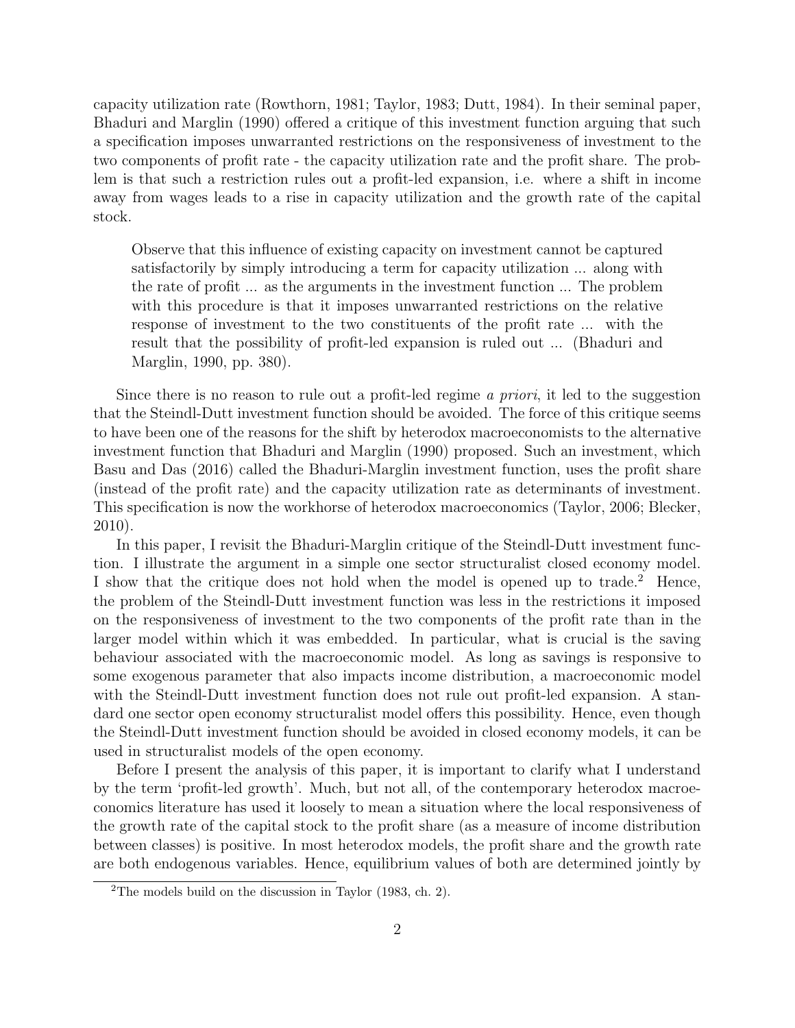capacity utilization rate (Rowthorn, 1981; Taylor, 1983; Dutt, 1984). In their seminal paper, Bhaduri and Marglin (1990) offered a critique of this investment function arguing that such a specification imposes unwarranted restrictions on the responsiveness of investment to the two components of profit rate - the capacity utilization rate and the profit share. The problem is that such a restriction rules out a profit-led expansion, i.e. where a shift in income away from wages leads to a rise in capacity utilization and the growth rate of the capital stock.

> Observe that this influence of existing capacity on investment cannot be captured satisfactorily by simply introducing a term for capacity utilization ... along with the rate of profit ... as the arguments in the investment function ... The problem with this procedure is that it imposes unwarranted restrictions on the relative response of investment to the two constituents of the profit rate ... with the result that the possibility of profit-led expansion is ruled out ... (Bhaduri and Marglin, 1990, pp. 380).

Since there is no reason to rule out a profit-led regime *a priori*, it led to the suggestion that the Steindl-Dutt investment function should be avoided. The force of this critique seems to have been one of the reasons for the shift by heterodox macroeconomists to the alternative investment function that Bhaduri and Marglin (1990) proposed. Such an investment, which Basu and Das (2016) called the Bhaduri-Marglin investment function, uses the profit share (instead of the profit rate) and the capacity utilization rate as determinants of investment. This specification is now the workhorse of heterodox macroeconomics (Taylor, 2006; Blecker, 2010).

In this paper, I revisit the Bhaduri-Marglin critique of the Steindl-Dutt investment function. I illustrate the argument in a simple one sector structuralist closed economy model. I show that the critique does not hold when the model is opened up to trade.[2] Hence, the problem of the Steindl-Dutt investment function was less in the restrictions it imposed on the responsiveness of investment to the two components of the profit rate than in the larger model within which it was embedded. In particular, what is crucial is the saving behaviour associated with the macroeconomic model. As long as savings is responsive to some exogenous parameter that also impacts income distribution, a macroeconomic model with the Steindl-Dutt investment function does not rule out profit-led expansion. A standard one sector open economy structuralist model offers this possibility. Hence, even though the Steindl-Dutt investment function should be avoided in closed economy models, it can be used in structuralist models of the open economy.

Before I present the analysis of this paper, it is important to clarify what I understand by the term 'profit-led growth'. Much, but not all, of the contemporary heterodox macroeconomics literature has used it loosely to mean a situation where the local responsiveness of the growth rate of the capital stock to the profit share (as a measure of income distribution between classes) is positive. In most heterodox models, the profit share and the growth rate are both endogenous variables. Hence, equilibrium values of both are determined jointly by

[2] The models build on the discussion in Taylor (1983, ch. 2).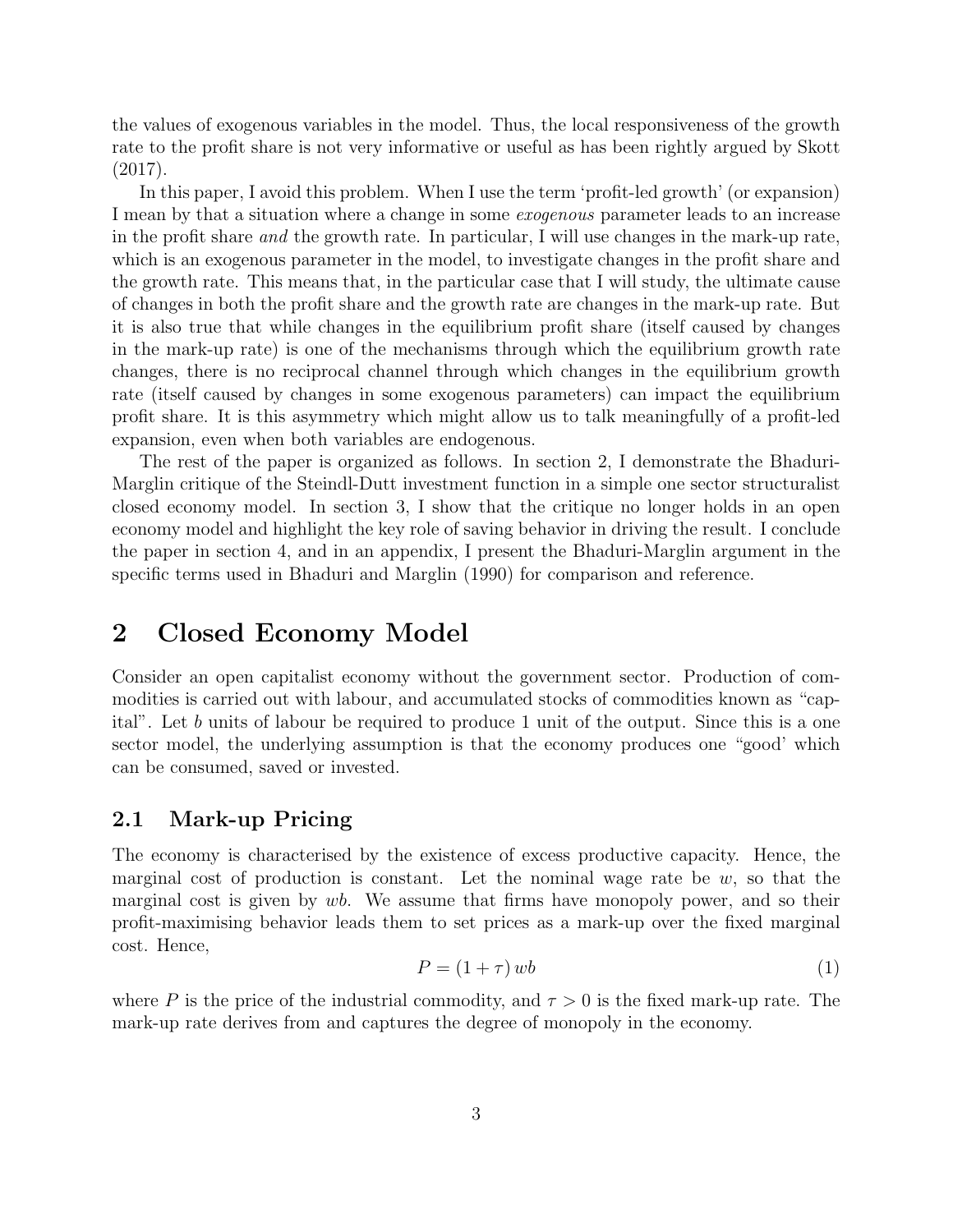the values of exogenous variables in the model. Thus, the local responsiveness of the growth rate to the profit share is not very informative or useful as has been rightly argued by Skott (2017).

In this paper, I avoid this problem. When I use the term 'profit-led growth' (or expansion) I mean by that a situation where a change in some *exogenous* parameter leads to an increase in the profit share *and* the growth rate. In particular, I will use changes in the mark-up rate, which is an exogenous parameter in the model, to investigate changes in the profit share and the growth rate. This means that, in the particular case that I will study, the ultimate cause of changes in both the profit share and the growth rate are changes in the mark-up rate. But it is also true that while changes in the equilibrium profit share (itself caused by changes in the mark-up rate) is one of the mechanisms through which the equilibrium growth rate changes, there is no reciprocal channel through which changes in the equilibrium growth rate (itself caused by changes in some exogenous parameters) can impact the equilibrium profit share. It is this asymmetry which might allow us to talk meaningfully of a profit-led expansion, even when both variables are endogenous.

The rest of the paper is organized as follows. In section 2, I demonstrate the Bhaduri-Marglin critique of the Steindl-Dutt investment function in a simple one sector structuralist closed economy model. In section 3, I show that the critique no longer holds in an open economy model and highlight the key role of saving behavior in driving the result. I conclude the paper in section 4, and in an appendix, I present the Bhaduri-Marglin argument in the specific terms used in Bhaduri and Marglin (1990) for comparison and reference.

# 2 Closed Economy Model

Consider an open capitalist economy without the government sector. Production of commodities is carried out with labour, and accumulated stocks of commodities known as "capital". Let $b$ units of labour be required to produce 1 unit of the output. Since this is a one sector model, the underlying assumption is that the economy produces one "good' which can be consumed, saved or invested.

## 2.1 Mark-up Pricing

The economy is characterised by the existence of excess productive capacity. Hence, the marginal cost of production is constant. Let the nominal wage rate be $w$, so that the marginal cost is given by $wb$. We assume that firms have monopoly power, and so their profit-maximising behavior leads them to set prices as a mark-up over the fixed marginal cost. Hence,

$$P = (1 + \tau)\, wb \tag{1}$$

where $P$ is the price of the industrial commodity, and $\tau > 0$ is the fixed mark-up rate. The mark-up rate derives from and captures the degree of monopoly in the economy.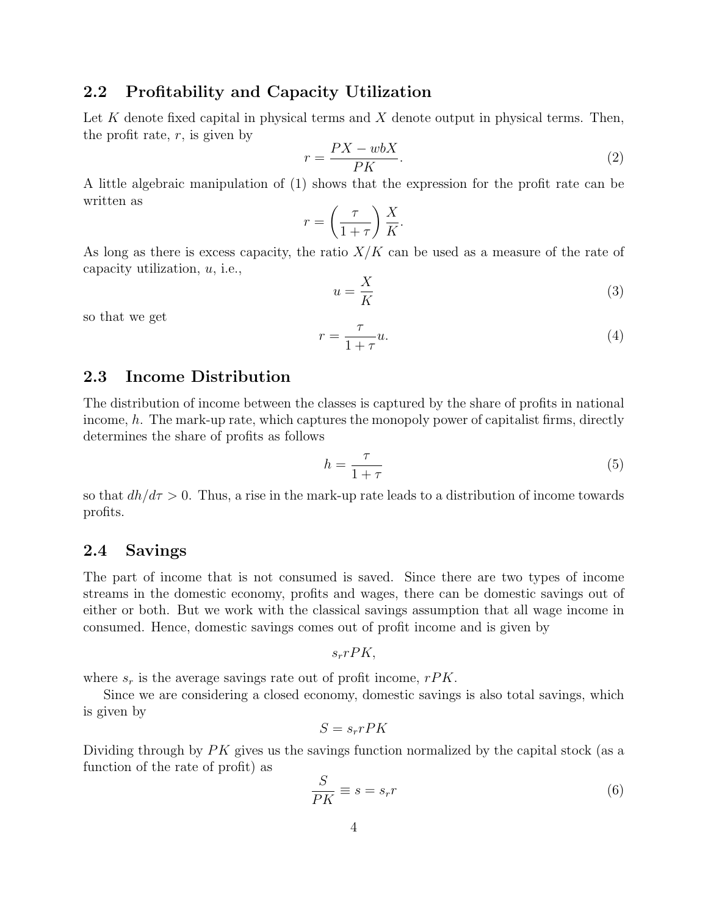### 2.2 Profitability and Capacity Utilization

Let $K$ denote fixed capital in physical terms and $X$ denote output in physical terms. Then, the profit rate, $r$, is given by

$$r = \frac{PX - wbX}{PK}. \tag{2}$$

A little algebraic manipulation of (1) shows that the expression for the profit rate can be written as

$$r = \left(\frac{\tau}{1+\tau}\right)\frac{X}{K}.$$

As long as there is excess capacity, the ratio $X/K$ can be used as a measure of the rate of capacity utilization, $u$, i.e.,

$$u = \frac{X}{K} \tag{3}$$

so that we get

$$r = \frac{\tau}{1+\tau}u. \tag{4}$$

### 2.3 Income Distribution

The distribution of income between the classes is captured by the share of profits in national income, $h$. The mark-up rate, which captures the monopoly power of capitalist firms, directly determines the share of profits as follows

$$h = \frac{\tau}{1+\tau} \tag{5}$$

so that $dh/d\tau > 0$. Thus, a rise in the mark-up rate leads to a distribution of income towards profits.

### 2.4 Savings

The part of income that is not consumed is saved. Since there are two types of income streams in the domestic economy, profits and wages, there can be domestic savings out of either or both. But we work with the classical savings assumption that all wage income in consumed. Hence, domestic savings comes out of profit income and is given by

$$s_r rPK,$$

where $s_r$ is the average savings rate out of profit income, $rPK$.

Since we are considering a closed economy, domestic savings is also total savings, which is given by

$$S = s_r rPK$$

Dividing through by $PK$ gives us the savings function normalized by the capital stock (as a function of the rate of profit) as

$$\frac{S}{PK} \equiv s = s_r r \tag{6}$$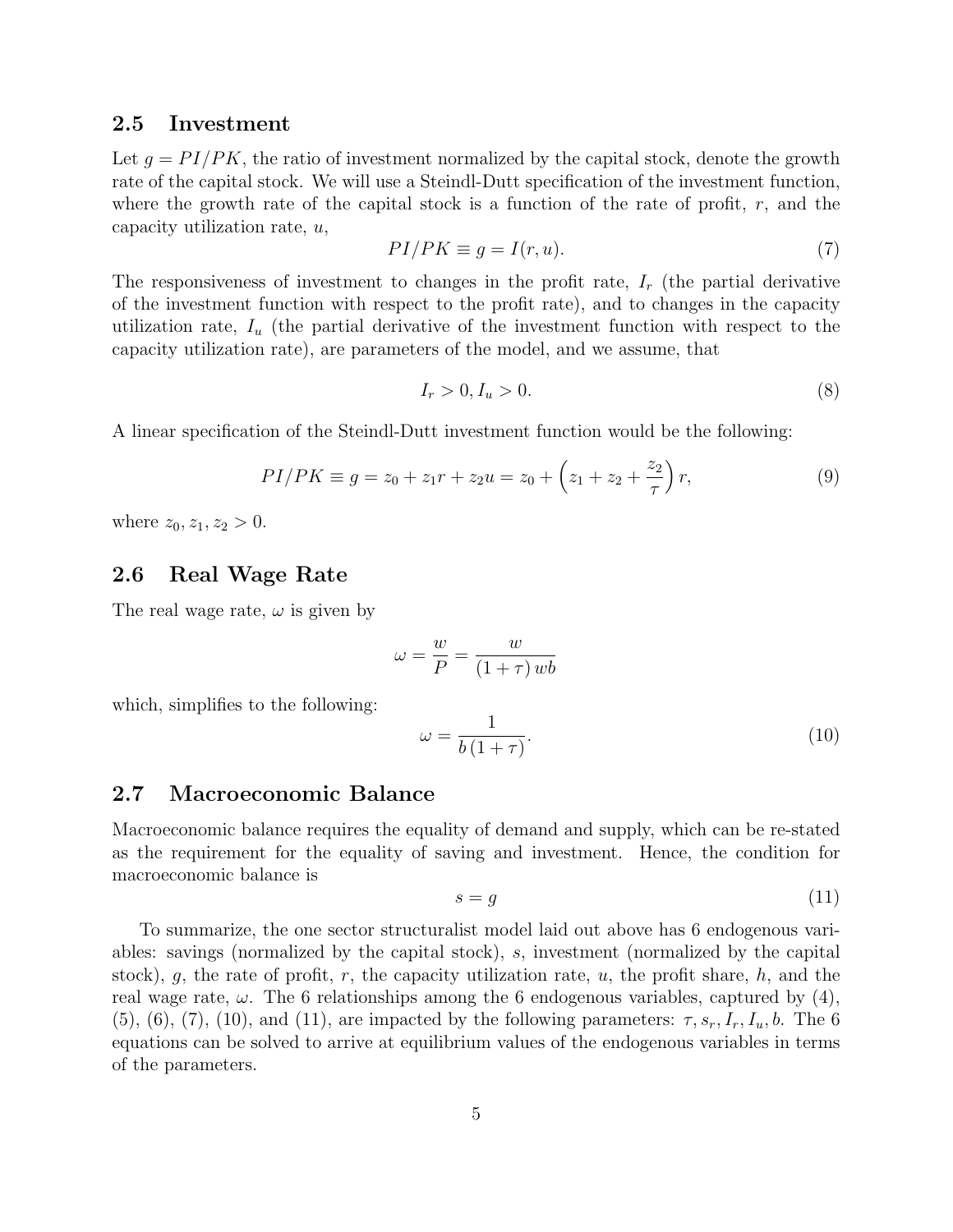## 2.5 Investment

Let $g = PI/PK$, the ratio of investment normalized by the capital stock, denote the growth rate of the capital stock. We will use a Steindl-Dutt specification of the investment function, where the growth rate of the capital stock is a function of the rate of profit, $r$, and the capacity utilization rate, $u$,

$$PI/PK \equiv g = I(r, u). \tag{7}$$

The responsiveness of investment to changes in the profit rate, $I_r$ (the partial derivative of the investment function with respect to the profit rate), and to changes in the capacity utilization rate, $I_u$ (the partial derivative of the investment function with respect to the capacity utilization rate), are parameters of the model, and we assume, that

$$I_r > 0, I_u > 0. \tag{8}$$

A linear specification of the Steindl-Dutt investment function would be the following:

$$PI/PK \equiv g = z_0 + z_1 r + z_2 u = z_0 + \left(z_1 + z_2 + \frac{z_2}{\tau}\right) r, \tag{9}$$

where $z_0, z_1, z_2 > 0$.

## 2.6 Real Wage Rate

The real wage rate, $\omega$ is given by

$$\omega = \frac{w}{P} = \frac{w}{(1+\tau)\,wb}$$

which, simplifies to the following:

$$\omega = \frac{1}{b\,(1+\tau)}. \tag{10}$$

## 2.7 Macroeconomic Balance

Macroeconomic balance requires the equality of demand and supply, which can be re-stated as the requirement for the equality of saving and investment. Hence, the condition for macroeconomic balance is

$$s = g \tag{11}$$

To summarize, the one sector structuralist model laid out above has 6 endogenous variables: savings (normalized by the capital stock), $s$, investment (normalized by the capital stock), $g$, the rate of profit, $r$, the capacity utilization rate, $u$, the profit share, $h$, and the real wage rate, $\omega$. The 6 relationships among the 6 endogenous variables, captured by (4), (5), (6), (7), (10), and (11), are impacted by the following parameters: $\tau, s_r, I_r, I_u, b$. The 6 equations can be solved to arrive at equilibrium values of the endogenous variables in terms of the parameters.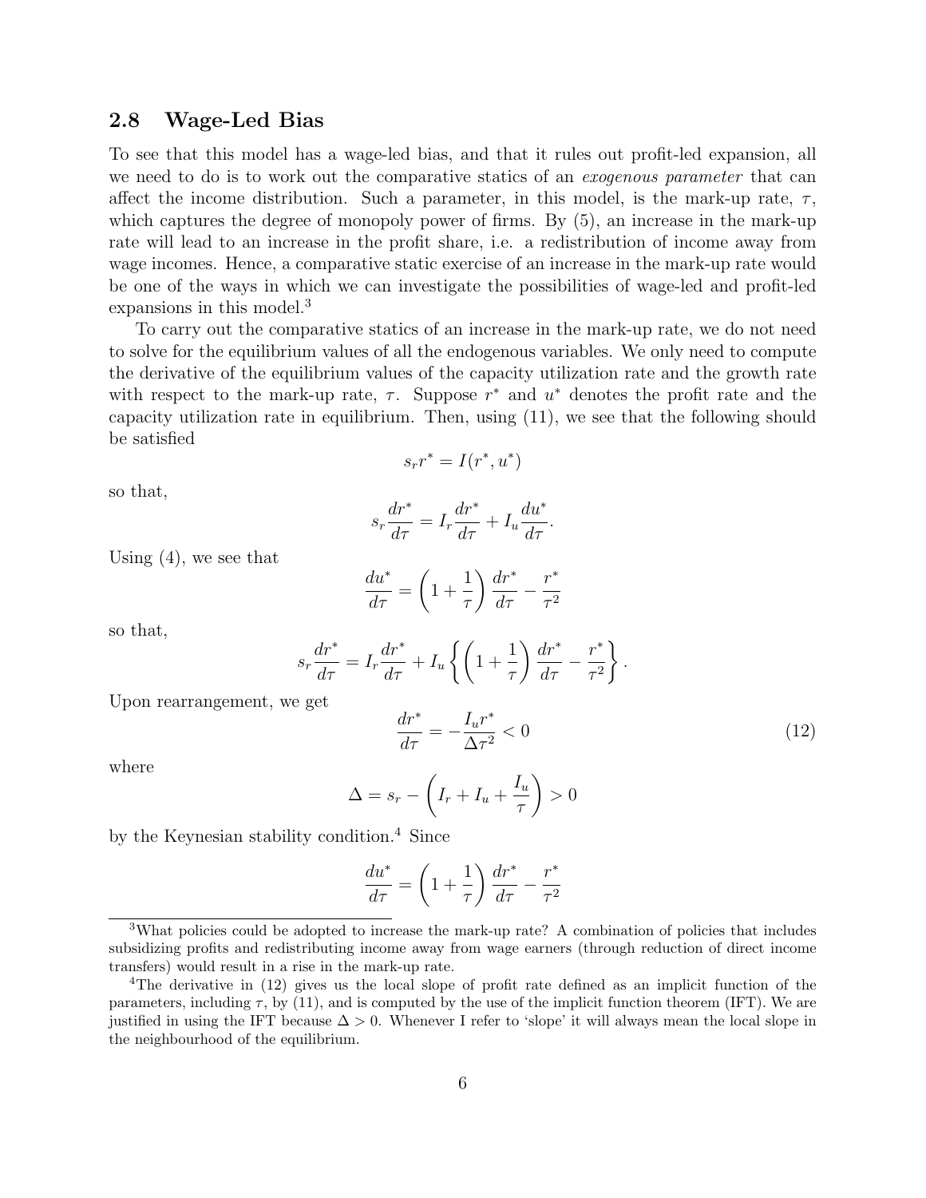## 2.8 Wage-Led Bias

To see that this model has a wage-led bias, and that it rules out profit-led expansion, all we need to do is to work out the comparative statics of an *exogenous parameter* that can affect the income distribution. Such a parameter, in this model, is the mark-up rate, $\tau$, which captures the degree of monopoly power of firms. By (5), an increase in the mark-up rate will lead to an increase in the profit share, i.e. a redistribution of income away from wage incomes. Hence, a comparative static exercise of an increase in the mark-up rate would be one of the ways in which we can investigate the possibilities of wage-led and profit-led expansions in this model.[3]

To carry out the comparative statics of an increase in the mark-up rate, we do not need to solve for the equilibrium values of all the endogenous variables. We only need to compute the derivative of the equilibrium values of the capacity utilization rate and the growth rate with respect to the mark-up rate, $\tau$. Suppose $r^*$ and $u^*$ denotes the profit rate and the capacity utilization rate in equilibrium. Then, using (11), we see that the following should be satisfied

$$s_r r^* = I(r^*, u^*)$$

so that,

$$s_r \frac{dr^*}{d\tau} = I_r \frac{dr^*}{d\tau} + I_u \frac{du^*}{d\tau}.$$

Using (4), we see that

$$\frac{du^*}{d\tau} = \left(1 + \frac{1}{\tau}\right) \frac{dr^*}{d\tau} - \frac{r^*}{\tau^2}$$

so that,

$$s_r \frac{dr^*}{d\tau} = I_r \frac{dr^*}{d\tau} + I_u \left\{ \left(1 + \frac{1}{\tau}\right) \frac{dr^*}{d\tau} - \frac{r^*}{\tau^2} \right\}.$$

Upon rearrangement, we get

$$\frac{dr^*}{d\tau} = -\frac{I_u r^*}{\Delta \tau^2} < 0 \tag{12}$$

where

$$\Delta = s_r - \left( I_r + I_u + \frac{I_u}{\tau} \right) > 0$$

by the Keynesian stability condition.[4] Since

$$\frac{du^*}{d\tau} = \left(1 + \frac{1}{\tau}\right) \frac{dr^*}{d\tau} - \frac{r^*}{\tau^2}$$

---

[3] What policies could be adopted to increase the mark-up rate? A combination of policies that includes subsidizing profits and redistributing income away from wage earners (through reduction of direct income transfers) would result in a rise in the mark-up rate.

[4] The derivative in (12) gives us the local slope of profit rate defined as an implicit function of the parameters, including $\tau$, by (11), and is computed by the use of the implicit function theorem (IFT). We are justified in using the IFT because $\Delta > 0$. Whenever I refer to 'slope' it will always mean the local slope in the neighbourhood of the equilibrium.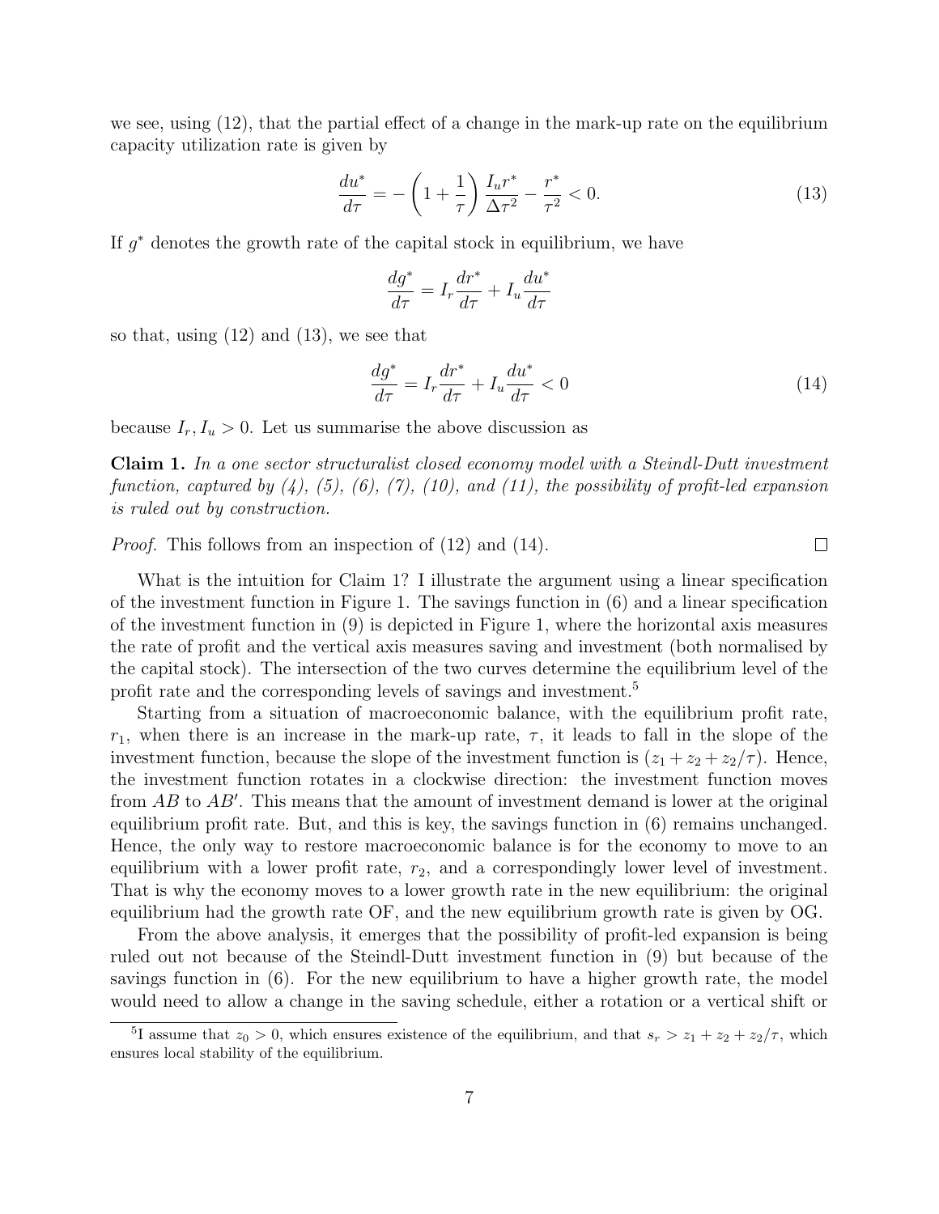we see, using (12), that the partial effect of a change in the mark-up rate on the equilibrium capacity utilization rate is given by

$$\frac{du^*}{d\tau} = -\left(1 + \frac{1}{\tau}\right)\frac{I_u r^*}{\Delta \tau^2} - \frac{r^*}{\tau^2} < 0. \tag{13}$$

If $g^*$ denotes the growth rate of the capital stock in equilibrium, we have

$$\frac{dg^*}{d\tau} = I_r \frac{dr^*}{d\tau} + I_u \frac{du^*}{d\tau}$$

so that, using (12) and (13), we see that

$$\frac{dg^*}{d\tau} = I_r \frac{dr^*}{d\tau} + I_u \frac{du^*}{d\tau} < 0 \tag{14}$$

because $I_r, I_u > 0$. Let us summarise the above discussion as

**Claim 1.** *In a one sector structuralist closed economy model with a Steindl-Dutt investment function, captured by (4), (5), (6), (7), (10), and (11), the possibility of profit-led expansion is ruled out by construction.*

*Proof.* This follows from an inspection of (12) and (14). □

What is the intuition for Claim 1? I illustrate the argument using a linear specification of the investment function in Figure 1. The savings function in (6) and a linear specification of the investment function in (9) is depicted in Figure 1, where the horizontal axis measures the rate of profit and the vertical axis measures saving and investment (both normalised by the capital stock). The intersection of the two curves determine the equilibrium level of the profit rate and the corresponding levels of savings and investment.[5]

Starting from a situation of macroeconomic balance, with the equilibrium profit rate, $r_1$, when there is an increase in the mark-up rate, $\tau$, it leads to fall in the slope of the investment function, because the slope of the investment function is $(z_1 + z_2 + z_2/\tau)$. Hence, the investment function rotates in a clockwise direction: the investment function moves from $AB$ to $AB'$. This means that the amount of investment demand is lower at the original equilibrium profit rate. But, and this is key, the savings function in (6) remains unchanged. Hence, the only way to restore macroeconomic balance is for the economy to move to an equilibrium with a lower profit rate, $r_2$, and a correspondingly lower level of investment. That is why the economy moves to a lower growth rate in the new equilibrium: the original equilibrium had the growth rate OF, and the new equilibrium growth rate is given by OG.

From the above analysis, it emerges that the possibility of profit-led expansion is being ruled out not because of the Steindl-Dutt investment function in (9) but because of the savings function in (6). For the new equilibrium to have a higher growth rate, the model would need to allow a change in the saving schedule, either a rotation or a vertical shift or

[5] I assume that $z_0 > 0$, which ensures existence of the equilibrium, and that $s_r > z_1 + z_2 + z_2/\tau$, which ensures local stability of the equilibrium.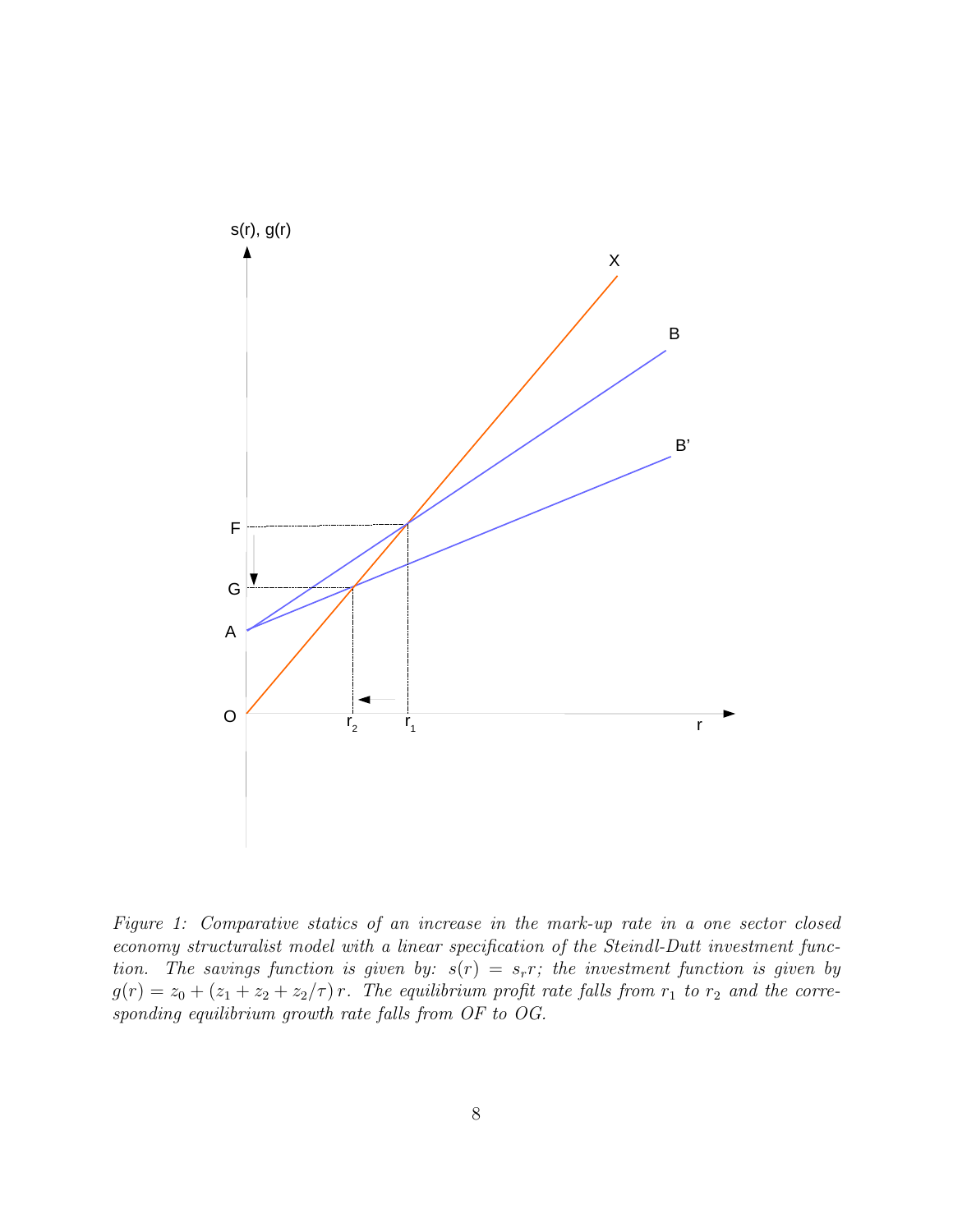*Figure 1: Comparative statics of an increase in the mark-up rate in a one sector closed economy structuralist model with a linear specification of the Steindl-Dutt investment function. The savings function is given by: $s(r) = s_r r$; the investment function is given by $g(r) = z_0 + (z_1 + z_2 + z_2/\tau)\, r$. The equilibrium profit rate falls from $r_1$ to $r_2$ and the corresponding equilibrium growth rate falls from OF to OG.*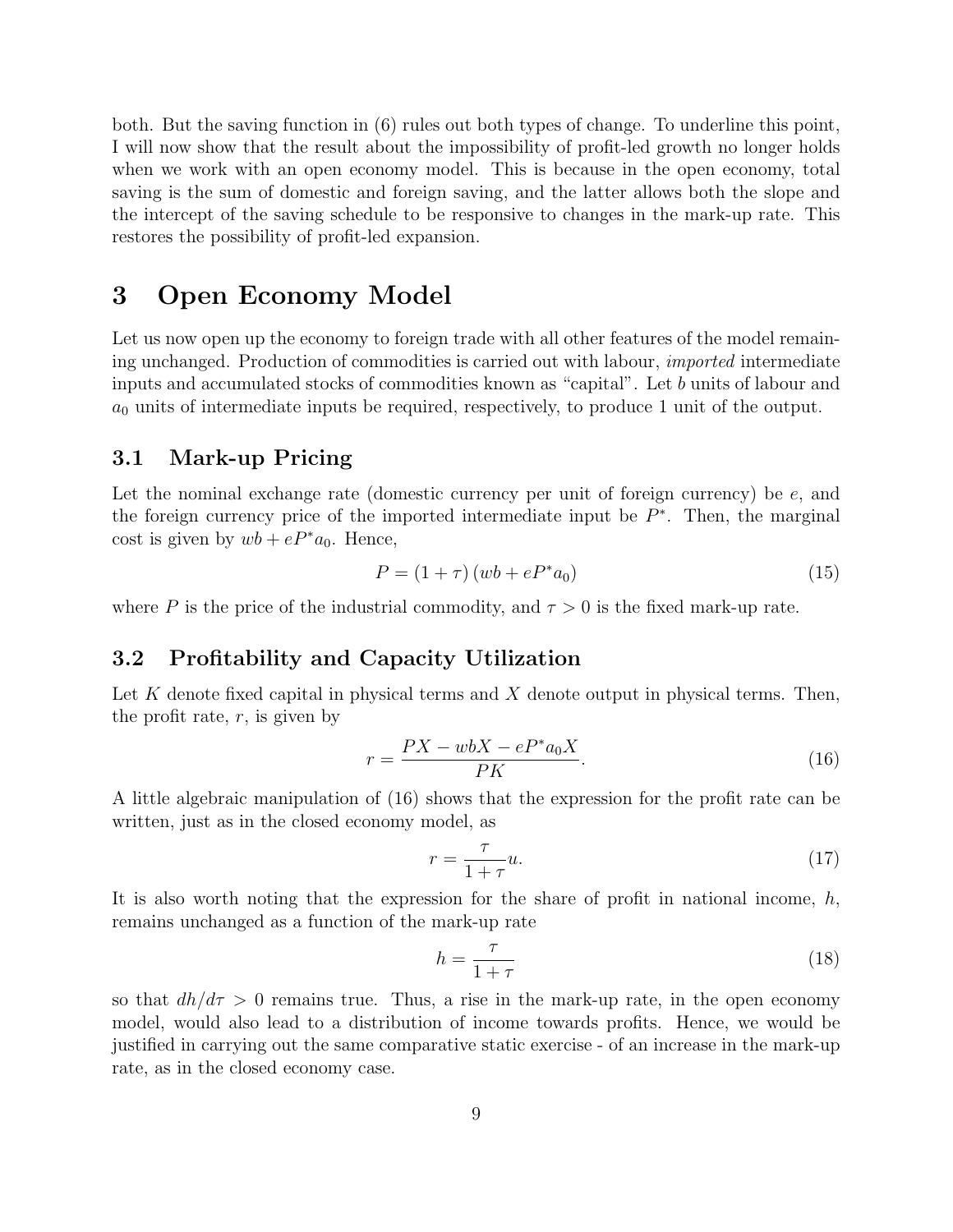both. But the saving function in (6) rules out both types of change. To underline this point, I will now show that the result about the impossibility of profit-led growth no longer holds when we work with an open economy model. This is because in the open economy, total saving is the sum of domestic and foreign saving, and the latter allows both the slope and the intercept of the saving schedule to be responsive to changes in the mark-up rate. This restores the possibility of profit-led expansion.

# 3 Open Economy Model

Let us now open up the economy to foreign trade with all other features of the model remaining unchanged. Production of commodities is carried out with labour, *imported* intermediate inputs and accumulated stocks of commodities known as "capital". Let $b$ units of labour and $a_0$ units of intermediate inputs be required, respectively, to produce 1 unit of the output.

## 3.1 Mark-up Pricing

Let the nominal exchange rate (domestic currency per unit of foreign currency) be $e$, and the foreign currency price of the imported intermediate input be $P^*$. Then, the marginal cost is given by $wb + eP^*a_0$. Hence,

$$P = (1+\tau)(wb + eP^*a_0) \tag{15}$$

where $P$ is the price of the industrial commodity, and $\tau > 0$ is the fixed mark-up rate.

## 3.2 Profitability and Capacity Utilization

Let $K$ denote fixed capital in physical terms and $X$ denote output in physical terms. Then, the profit rate, $r$, is given by

$$r = \frac{PX - wbX - eP^*a_0X}{PK}. \tag{16}$$

A little algebraic manipulation of (16) shows that the expression for the profit rate can be written, just as in the closed economy model, as

$$r = \frac{\tau}{1+\tau}u. \tag{17}$$

It is also worth noting that the expression for the share of profit in national income, $h$, remains unchanged as a function of the mark-up rate

$$h = \frac{\tau}{1+\tau} \tag{18}$$

so that $dh/d\tau > 0$ remains true. Thus, a rise in the mark-up rate, in the open economy model, would also lead to a distribution of income towards profits. Hence, we would be justified in carrying out the same comparative static exercise - of an increase in the mark-up rate, as in the closed economy case.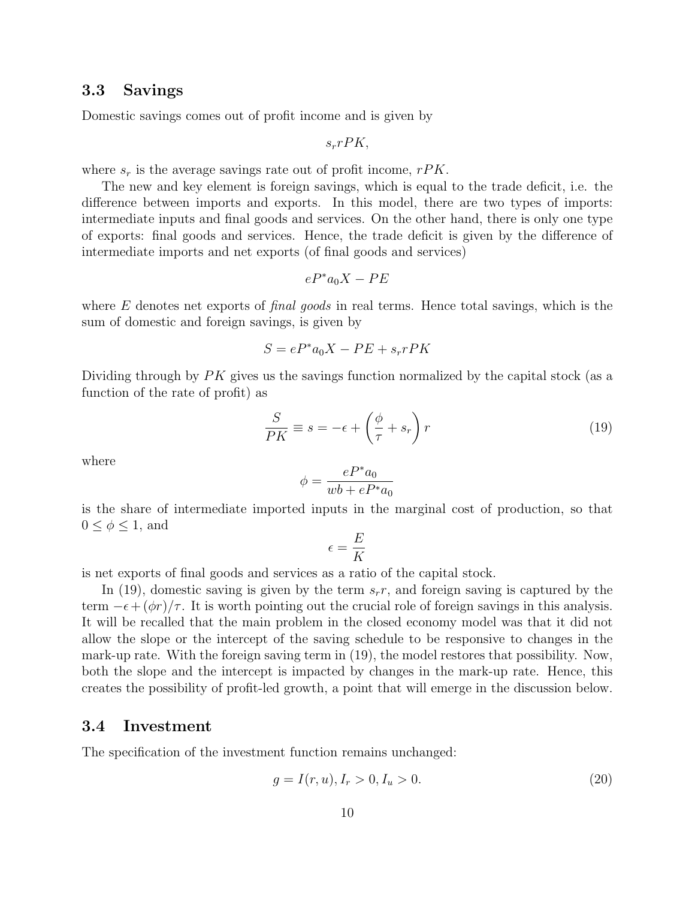### 3.3 Savings

Domestic savings comes out of profit income and is given by

$$s_r rPK,$$

where $s_r$ is the average savings rate out of profit income, $rPK$.

The new and key element is foreign savings, which is equal to the trade deficit, i.e. the difference between imports and exports. In this model, there are two types of imports: intermediate inputs and final goods and services. On the other hand, there is only one type of exports: final goods and services. Hence, the trade deficit is given by the difference of intermediate imports and net exports (of final goods and services)

$$eP^* a_0 X - PE$$

where $E$ denotes net exports of *final goods* in real terms. Hence total savings, which is the sum of domestic and foreign savings, is given by

$$S = eP^* a_0 X - PE + s_r rPK$$

Dividing through by $PK$ gives us the savings function normalized by the capital stock (as a function of the rate of profit) as

$$\frac{S}{PK} \equiv s = -\epsilon + \left(\frac{\phi}{\tau} + s_r\right) r \tag{19}$$

where

$$\phi = \frac{eP^* a_0}{wb + eP^* a_0}$$

is the share of intermediate imported inputs in the marginal cost of production, so that $0 \leq \phi \leq 1$, and

$$\epsilon = \frac{E}{K}$$

is net exports of final goods and services as a ratio of the capital stock.

In (19), domestic saving is given by the term $s_r r$, and foreign saving is captured by the term $-\epsilon + (\phi r)/\tau$. It is worth pointing out the crucial role of foreign savings in this analysis. It will be recalled that the main problem in the closed economy model was that it did not allow the slope or the intercept of the saving schedule to be responsive to changes in the mark-up rate. With the foreign saving term in (19), the model restores that possibility. Now, both the slope and the intercept is impacted by changes in the mark-up rate. Hence, this creates the possibility of profit-led growth, a point that will emerge in the discussion below.

### 3.4 Investment

The specification of the investment function remains unchanged:

$$g = I(r, u), I_r > 0, I_u > 0. \tag{20}$$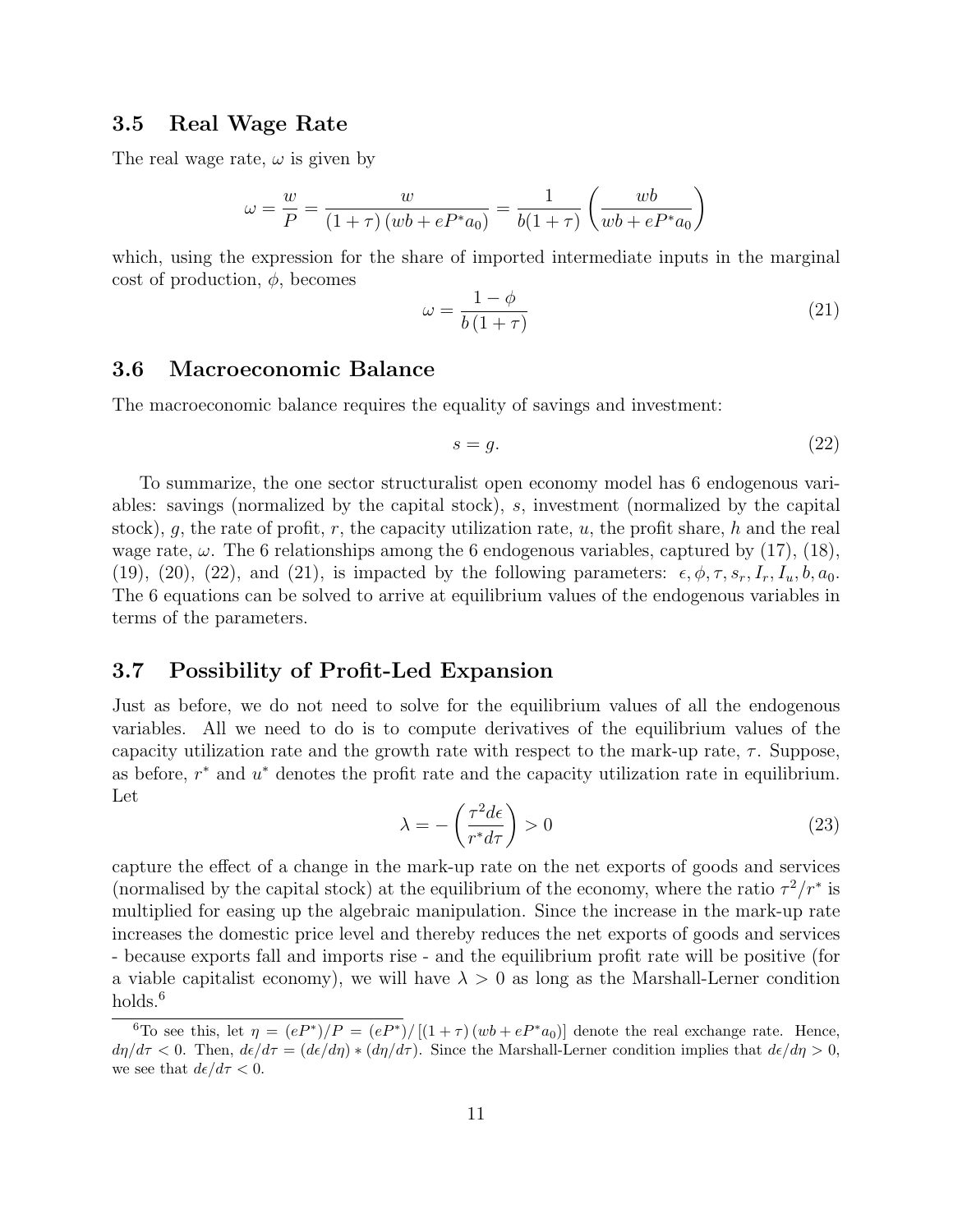### 3.5 Real Wage Rate

The real wage rate, $\omega$ is given by

$$\omega = \frac{w}{P} = \frac{w}{(1+\tau)(wb + eP^* a_0)} = \frac{1}{b(1+\tau)} \left( \frac{wb}{wb + eP^* a_0} \right)$$

which, using the expression for the share of imported intermediate inputs in the marginal cost of production, $\phi$, becomes

$$\omega = \frac{1-\phi}{b(1+\tau)} \tag{21}$$

### 3.6 Macroeconomic Balance

The macroeconomic balance requires the equality of savings and investment:

$$s = g. \tag{22}$$

To summarize, the one sector structuralist open economy model has 6 endogenous variables: savings (normalized by the capital stock), $s$, investment (normalized by the capital stock), $g$, the rate of profit, $r$, the capacity utilization rate, $u$, the profit share, $h$ and the real wage rate, $\omega$. The 6 relationships among the 6 endogenous variables, captured by (17), (18), (19), (20), (22), and (21), is impacted by the following parameters: $\epsilon, \phi, \tau, s_r, I_r, I_u, b, a_0$. The 6 equations can be solved to arrive at equilibrium values of the endogenous variables in terms of the parameters.

### 3.7 Possibility of Profit-Led Expansion

Just as before, we do not need to solve for the equilibrium values of all the endogenous variables. All we need to do is to compute derivatives of the equilibrium values of the capacity utilization rate and the growth rate with respect to the mark-up rate, $\tau$. Suppose, as before, $r^*$ and $u^*$ denotes the profit rate and the capacity utilization rate in equilibrium. Let

$$\lambda = -\left( \frac{\tau^2 d\epsilon}{r^* d\tau} \right) > 0 \tag{23}$$

capture the effect of a change in the mark-up rate on the net exports of goods and services (normalised by the capital stock) at the equilibrium of the economy, where the ratio $\tau^2/r^*$ is multiplied for easing up the algebraic manipulation. Since the increase in the mark-up rate increases the domestic price level and thereby reduces the net exports of goods and services - because exports fall and imports rise - and the equilibrium profit rate will be positive (for a viable capitalist economy), we will have $\lambda > 0$ as long as the Marshall-Lerner condition holds.[6]

[6] To see this, let $\eta = (eP^*)/P = (eP^*)/\left[(1+\tau)(wb + eP^* a_0)\right]$ denote the real exchange rate. Hence, $d\eta/d\tau < 0$. Then, $d\epsilon/d\tau = (d\epsilon/d\eta) * (d\eta/d\tau)$. Since the Marshall-Lerner condition implies that $d\epsilon/d\eta > 0$, we see that $d\epsilon/d\tau < 0$.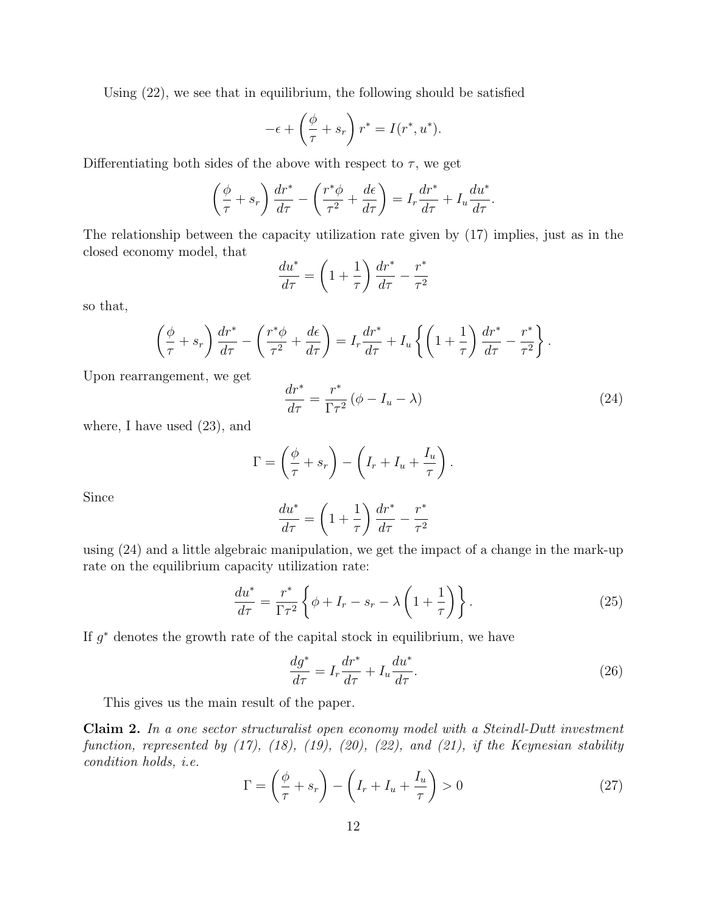Using (22), we see that in equilibrium, the following should be satisfied

$$-\epsilon + \left(\frac{\phi}{\tau} + s_r\right) r^* = I(r^*, u^*).$$

Differentiating both sides of the above with respect to $\tau$, we get

$$\left(\frac{\phi}{\tau} + s_r\right) \frac{dr^*}{d\tau} - \left(\frac{r^*\phi}{\tau^2} + \frac{d\epsilon}{d\tau}\right) = I_r \frac{dr^*}{d\tau} + I_u \frac{du^*}{d\tau}.$$

The relationship between the capacity utilization rate given by (17) implies, just as in the closed economy model, that

$$\frac{du^*}{d\tau} = \left(1 + \frac{1}{\tau}\right) \frac{dr^*}{d\tau} - \frac{r^*}{\tau^2}$$

so that,

$$\left(\frac{\phi}{\tau} + s_r\right) \frac{dr^*}{d\tau} - \left(\frac{r^*\phi}{\tau^2} + \frac{d\epsilon}{d\tau}\right) = I_r \frac{dr^*}{d\tau} + I_u \left\{ \left(1 + \frac{1}{\tau}\right) \frac{dr^*}{d\tau} - \frac{r^*}{\tau^2} \right\}.$$

Upon rearrangement, we get

$$\frac{dr^*}{d\tau} = \frac{r^*}{\Gamma \tau^2} \left(\phi - I_u - \lambda\right) \tag{24}$$

where, I have used (23), and

$$\Gamma = \left(\frac{\phi}{\tau} + s_r\right) - \left(I_r + I_u + \frac{I_u}{\tau}\right).$$

Since

$$\frac{du^*}{d\tau} = \left(1 + \frac{1}{\tau}\right) \frac{dr^*}{d\tau} - \frac{r^*}{\tau^2}$$

using (24) and a little algebraic manipulation, we get the impact of a change in the mark-up rate on the equilibrium capacity utilization rate:

$$\frac{du^*}{d\tau} = \frac{r^*}{\Gamma \tau^2} \left\{ \phi + I_r - s_r - \lambda \left(1 + \frac{1}{\tau}\right) \right\}. \tag{25}$$

If $g^*$ denotes the growth rate of the capital stock in equilibrium, we have

$$\frac{dg^*}{d\tau} = I_r \frac{dr^*}{d\tau} + I_u \frac{du^*}{d\tau}. \tag{26}$$

This gives us the main result of the paper.

**Claim 2.** *In a one sector structuralist open economy model with a Steindl-Dutt investment function, represented by (17), (18), (19), (20), (22), and (21), if the Keynesian stability condition holds, i.e.*

$$\Gamma = \left(\frac{\phi}{\tau} + s_r\right) - \left(I_r + I_u + \frac{I_u}{\tau}\right) > 0 \tag{27}$$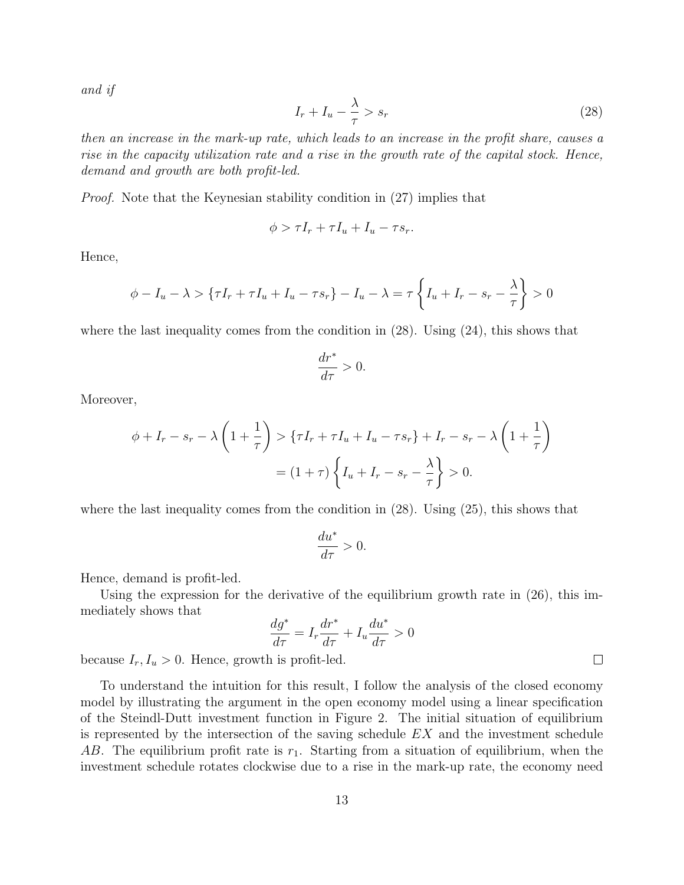*and if*

$$I_r + I_u - \frac{\lambda}{\tau} > s_r \tag{28}$$

*then an increase in the mark-up rate, which leads to an increase in the profit share, causes a rise in the capacity utilization rate and a rise in the growth rate of the capital stock. Hence, demand and growth are both profit-led.*

*Proof.* Note that the Keynesian stability condition in (27) implies that

$$\phi > \tau I_r + \tau I_u + I_u - \tau s_r.$$

Hence,

$$\phi - I_u - \lambda > \{\tau I_r + \tau I_u + I_u - \tau s_r\} - I_u - \lambda = \tau \left\{ I_u + I_r - s_r - \frac{\lambda}{\tau} \right\} > 0$$

where the last inequality comes from the condition in (28). Using (24), this shows that

$$\frac{dr^*}{d\tau} > 0.$$

Moreover,

$$\begin{aligned} \phi + I_r - s_r - \lambda \left(1 + \frac{1}{\tau}\right) &> \{\tau I_r + \tau I_u + I_u - \tau s_r\} + I_r - s_r - \lambda \left(1 + \frac{1}{\tau}\right) \\ &= (1+\tau) \left\{ I_u + I_r - s_r - \frac{\lambda}{\tau} \right\} > 0. \end{aligned}$$

where the last inequality comes from the condition in (28). Using (25), this shows that

$$\frac{du^*}{d\tau} > 0.$$

Hence, demand is profit-led.

Using the expression for the derivative of the equilibrium growth rate in (26), this immediately shows that

$$\frac{dg^*}{d\tau} = I_r \frac{dr^*}{d\tau} + I_u \frac{du^*}{d\tau} > 0$$

because $I_r, I_u > 0$. Hence, growth is profit-led. □

To understand the intuition for this result, I follow the analysis of the closed economy model by illustrating the argument in the open economy model using a linear specification of the Steindl-Dutt investment function in Figure 2. The initial situation of equilibrium is represented by the intersection of the saving schedule $EX$ and the investment schedule $AB$. The equilibrium profit rate is $r_1$. Starting from a situation of equilibrium, when the investment schedule rotates clockwise due to a rise in the mark-up rate, the economy need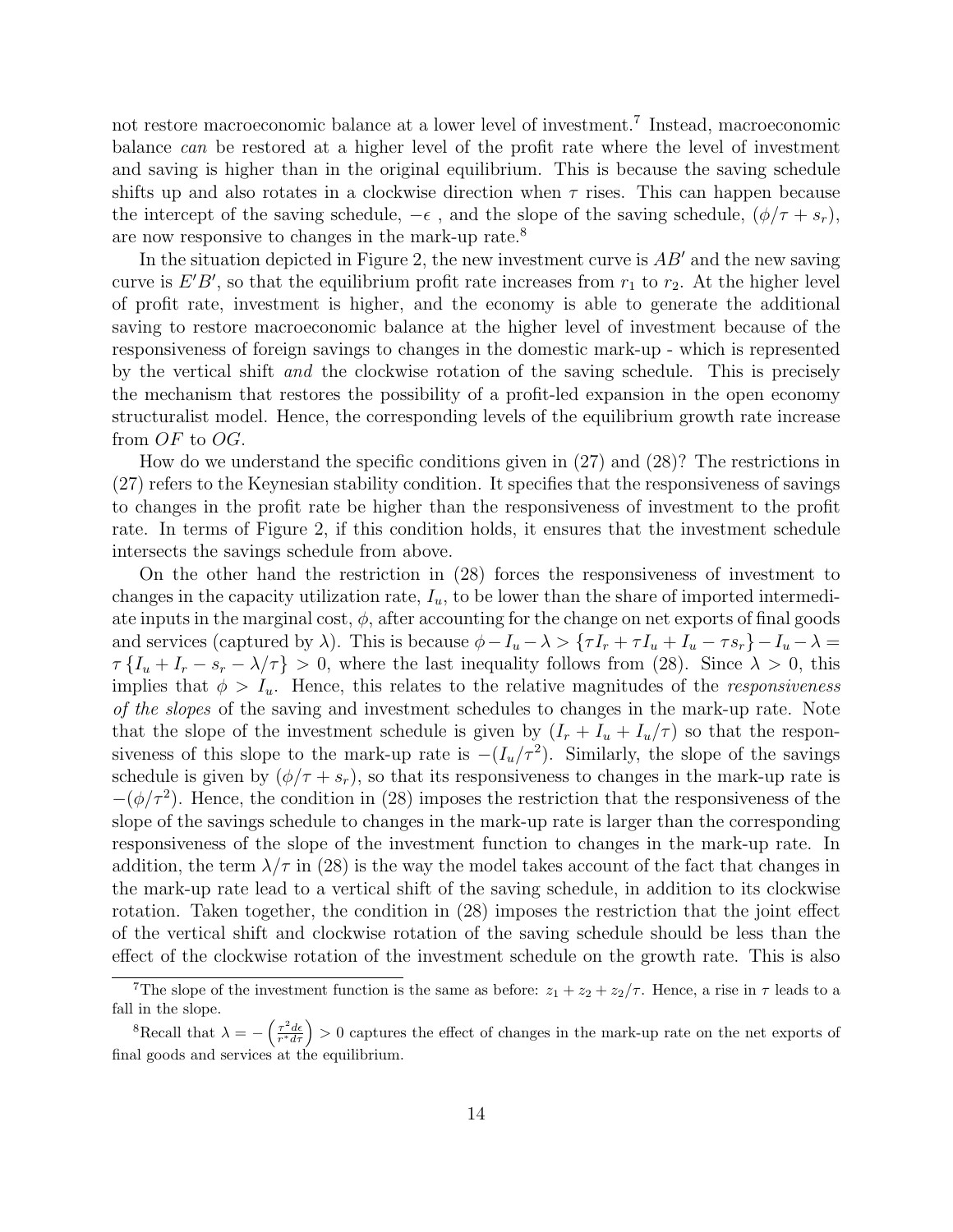not restore macroeconomic balance at a lower level of investment.[7] Instead, macroeconomic balance *can* be restored at a higher level of the profit rate where the level of investment and saving is higher than in the original equilibrium. This is because the saving schedule shifts up and also rotates in a clockwise direction when $\tau$ rises. This can happen because the intercept of the saving schedule, $-\epsilon$ , and the slope of the saving schedule, $(\phi/\tau + s_r)$, are now responsive to changes in the mark-up rate.[8]

In the situation depicted in Figure 2, the new investment curve is $AB'$ and the new saving curve is $E'B'$, so that the equilibrium profit rate increases from $r_1$ to $r_2$. At the higher level of profit rate, investment is higher, and the economy is able to generate the additional saving to restore macroeconomic balance at the higher level of investment because of the responsiveness of foreign savings to changes in the domestic mark-up - which is represented by the vertical shift *and* the clockwise rotation of the saving schedule. This is precisely the mechanism that restores the possibility of a profit-led expansion in the open economy structuralist model. Hence, the corresponding levels of the equilibrium growth rate increase from $OF$ to $OG$.

How do we understand the specific conditions given in (27) and (28)? The restrictions in (27) refers to the Keynesian stability condition. It specifies that the responsiveness of savings to changes in the profit rate be higher than the responsiveness of investment to the profit rate. In terms of Figure 2, if this condition holds, it ensures that the investment schedule intersects the savings schedule from above.

On the other hand the restriction in (28) forces the responsiveness of investment to changes in the capacity utilization rate, $I_u$, to be lower than the share of imported intermediate inputs in the marginal cost, $\phi$, after accounting for the change on net exports of final goods and services (captured by $\lambda$). This is because $\phi - I_u - \lambda > \{\tau I_r + \tau I_u + I_u - \tau s_r\} - I_u - \lambda = \tau \{I_u + I_r - s_r - \lambda/\tau\} > 0$, where the last inequality follows from (28). Since $\lambda > 0$, this implies that $\phi > I_u$. Hence, this relates to the relative magnitudes of the *responsiveness of the slopes* of the saving and investment schedules to changes in the mark-up rate. Note that the slope of the investment schedule is given by $(I_r + I_u + I_u/\tau)$ so that the responsiveness of this slope to the mark-up rate is $-(I_u/\tau^2)$. Similarly, the slope of the savings schedule is given by $(\phi/\tau + s_r)$, so that its responsiveness to changes in the mark-up rate is $-(\phi/\tau^2)$. Hence, the condition in (28) imposes the restriction that the responsiveness of the slope of the savings schedule to changes in the mark-up rate is larger than the corresponding responsiveness of the slope of the investment function to changes in the mark-up rate. In addition, the term $\lambda/\tau$ in (28) is the way the model takes account of the fact that changes in the mark-up rate lead to a vertical shift of the saving schedule, in addition to its clockwise rotation. Taken together, the condition in (28) imposes the restriction that the joint effect of the vertical shift and clockwise rotation of the saving schedule should be less than the effect of the clockwise rotation of the investment schedule on the growth rate. This is also

---

[7] The slope of the investment function is the same as before: $z_1 + z_2 + z_2/\tau$. Hence, a rise in $\tau$ leads to a fall in the slope.

[8] Recall that $\lambda = -\left(\frac{\tau^2 d\epsilon}{r^* d\tau}\right) > 0$ captures the effect of changes in the mark-up rate on the net exports of final goods and services at the equilibrium.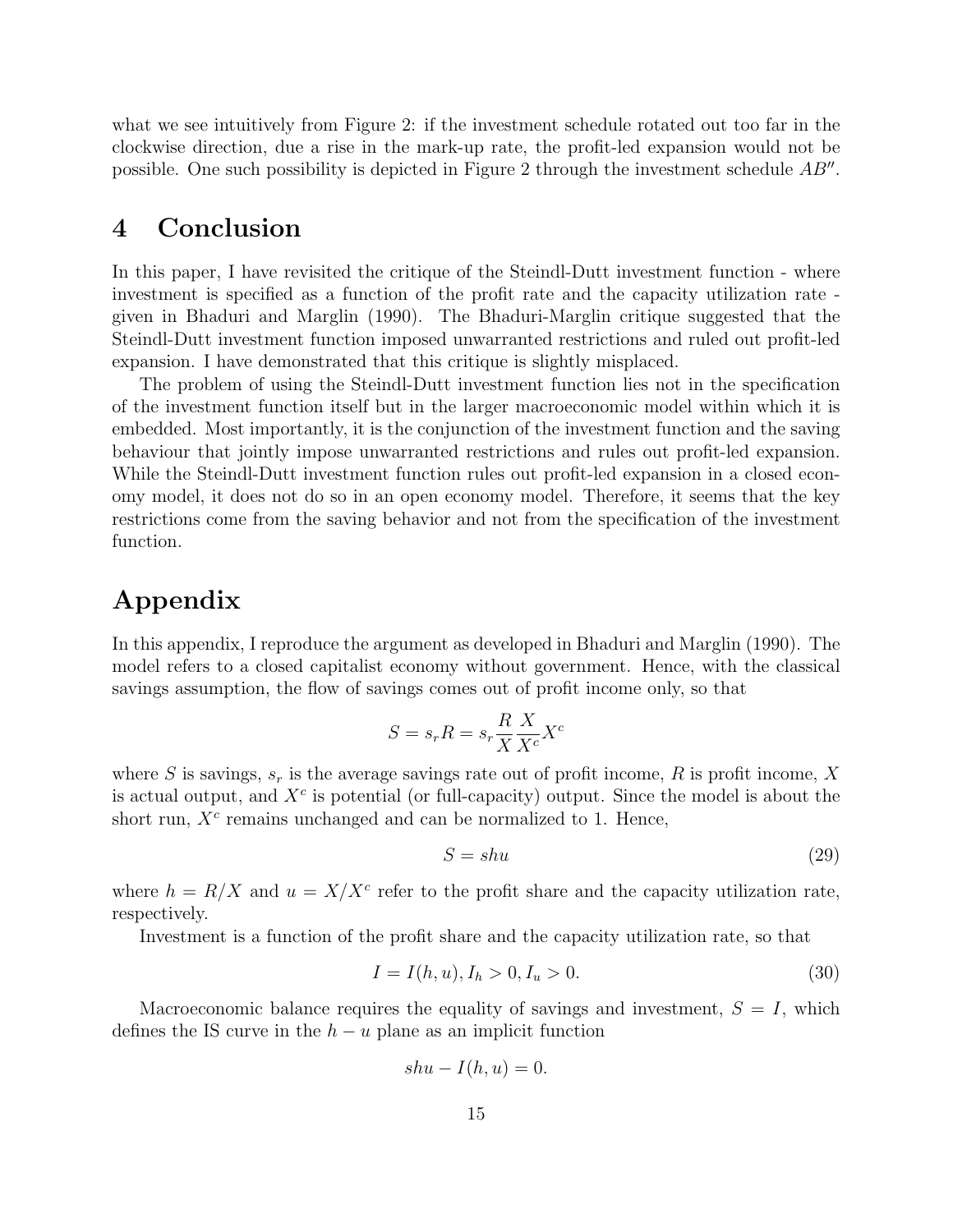what we see intuitively from Figure 2: if the investment schedule rotated out too far in the clockwise direction, due a rise in the mark-up rate, the profit-led expansion would not be possible. One such possibility is depicted in Figure 2 through the investment schedule $AB''$.

# 4 Conclusion

In this paper, I have revisited the critique of the Steindl-Dutt investment function - where investment is specified as a function of the profit rate and the capacity utilization rate - given in Bhaduri and Marglin (1990). The Bhaduri-Marglin critique suggested that the Steindl-Dutt investment function imposed unwarranted restrictions and ruled out profit-led expansion. I have demonstrated that this critique is slightly misplaced.

The problem of using the Steindl-Dutt investment function lies not in the specification of the investment function itself but in the larger macroeconomic model within which it is embedded. Most importantly, it is the conjunction of the investment function and the saving behaviour that jointly impose unwarranted restrictions and rules out profit-led expansion. While the Steindl-Dutt investment function rules out profit-led expansion in a closed economy model, it does not do so in an open economy model. Therefore, it seems that the key restrictions come from the saving behavior and not from the specification of the investment function.

# Appendix

In this appendix, I reproduce the argument as developed in Bhaduri and Marglin (1990). The model refers to a closed capitalist economy without government. Hence, with the classical savings assumption, the flow of savings comes out of profit income only, so that

$$S = s_r R = s_r \frac{R}{X} \frac{X}{X^c} X^c$$

where $S$ is savings, $s_r$ is the average savings rate out of profit income, $R$ is profit income, $X$ is actual output, and $X^c$ is potential (or full-capacity) output. Since the model is about the short run, $X^c$ remains unchanged and can be normalized to 1. Hence,

$$S = shu \tag{29}$$

where $h = R/X$ and $u = X/X^c$ refer to the profit share and the capacity utilization rate, respectively.

Investment is a function of the profit share and the capacity utilization rate, so that

$$I = I(h, u), I_h > 0, I_u > 0. \tag{30}$$

Macroeconomic balance requires the equality of savings and investment, $S = I$, which defines the IS curve in the $h - u$ plane as an implicit function

$$shu - I(h, u) = 0.$$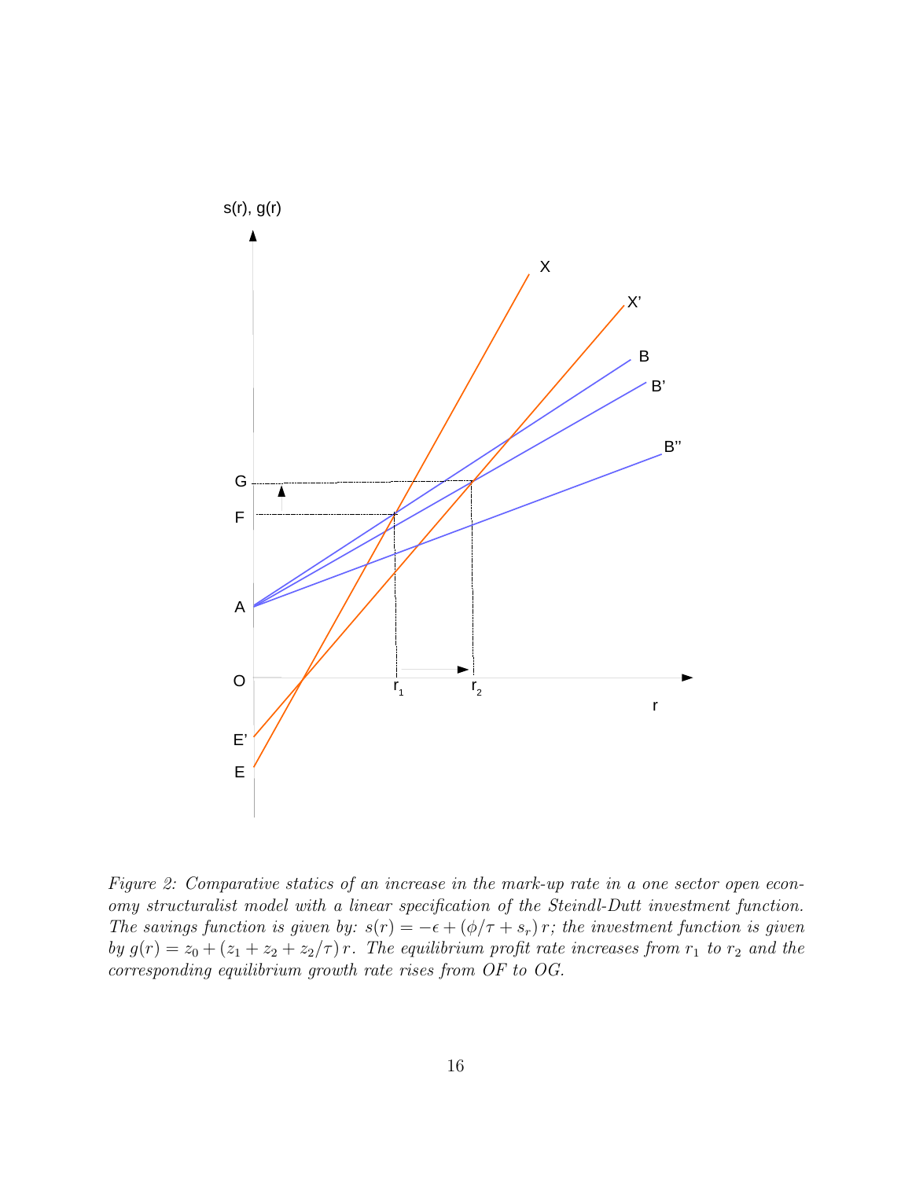*Figure 2: Comparative statics of an increase in the mark-up rate in a one sector open economy structuralist model with a linear specification of the Steindl-Dutt investment function. The savings function is given by: $s(r) = -\epsilon + (\phi/\tau + s_r)\, r$; the investment function is given by $g(r) = z_0 + (z_1 + z_2 + z_2/\tau)\, r$. The equilibrium profit rate increases from $r_1$ to $r_2$ and the corresponding equilibrium growth rate rises from OF to OG.*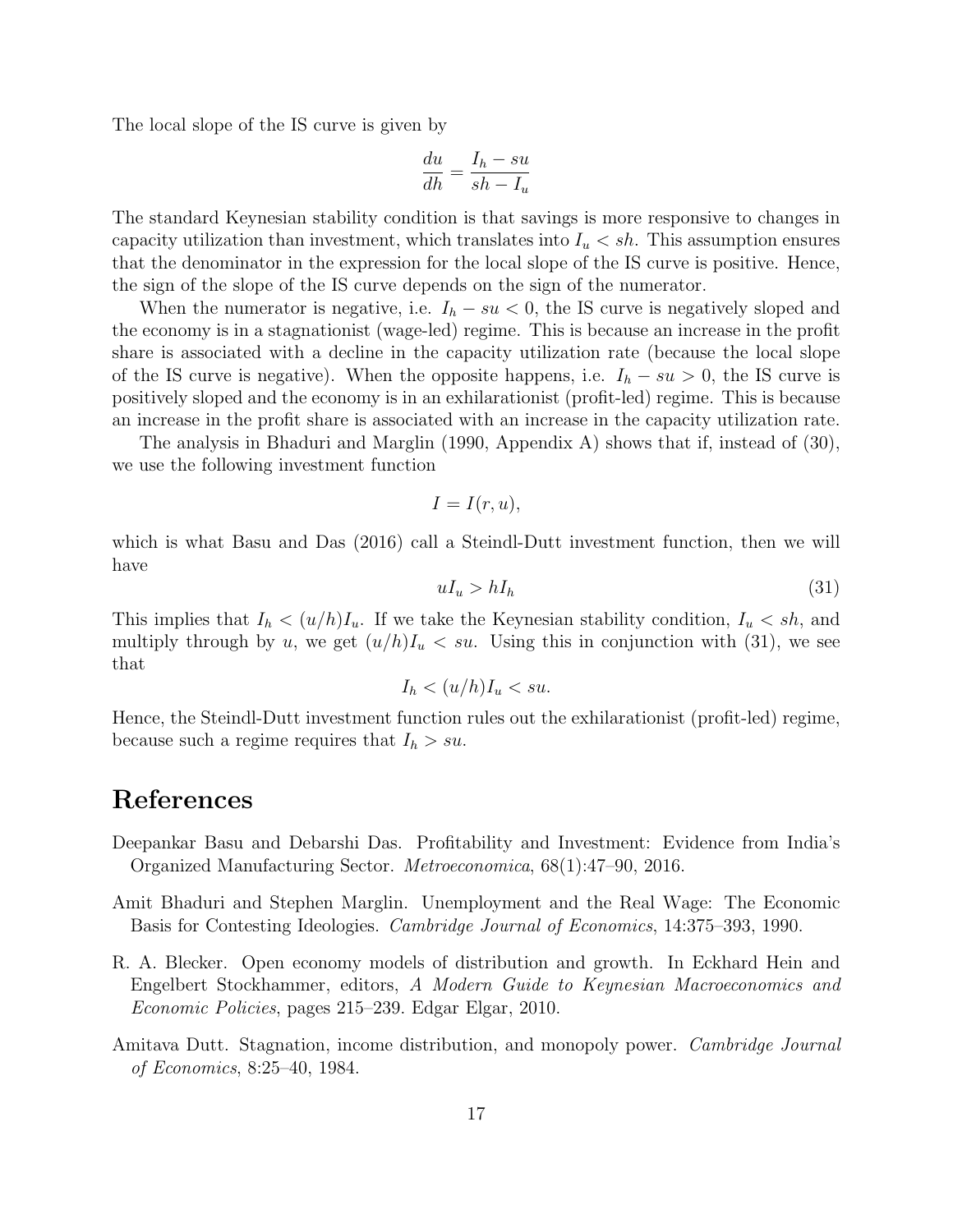The local slope of the IS curve is given by

$$\frac{du}{dh} = \frac{I_h - su}{sh - I_u}$$

The standard Keynesian stability condition is that savings is more responsive to changes in capacity utilization than investment, which translates into $I_u < sh$. This assumption ensures that the denominator in the expression for the local slope of the IS curve is positive. Hence, the sign of the slope of the IS curve depends on the sign of the numerator.

When the numerator is negative, i.e. $I_h - su < 0$, the IS curve is negatively sloped and the economy is in a stagnationist (wage-led) regime. This is because an increase in the profit share is associated with a decline in the capacity utilization rate (because the local slope of the IS curve is negative). When the opposite happens, i.e. $I_h - su > 0$, the IS curve is positively sloped and the economy is in an exhilarationist (profit-led) regime. This is because an increase in the profit share is associated with an increase in the capacity utilization rate.

The analysis in Bhaduri and Marglin (1990, Appendix A) shows that if, instead of (30), we use the following investment function

$$I = I(r, u),$$

which is what Basu and Das (2016) call a Steindl-Dutt investment function, then we will have

$$uI_u > hI_h \tag{31}$$

This implies that $I_h < (u/h)I_u$. If we take the Keynesian stability condition, $I_u < sh$, and multiply through by $u$, we get $(u/h)I_u < su$. Using this in conjunction with (31), we see that

$$I_h < (u/h)I_u < su.$$

Hence, the Steindl-Dutt investment function rules out the exhilarationist (profit-led) regime, because such a regime requires that $I_h > su$.

# References

Deepankar Basu and Debarshi Das. Profitability and Investment: Evidence from India's Organized Manufacturing Sector. *Metroeconomica*, 68(1):47–90, 2016.

Amit Bhaduri and Stephen Marglin. Unemployment and the Real Wage: The Economic Basis for Contesting Ideologies. *Cambridge Journal of Economics*, 14:375–393, 1990.

R. A. Blecker. Open economy models of distribution and growth. In Eckhard Hein and Engelbert Stockhammer, editors, *A Modern Guide to Keynesian Macroeconomics and Economic Policies*, pages 215–239. Edgar Elgar, 2010.

Amitava Dutt. Stagnation, income distribution, and monopoly power. *Cambridge Journal of Economics*, 8:25–40, 1984.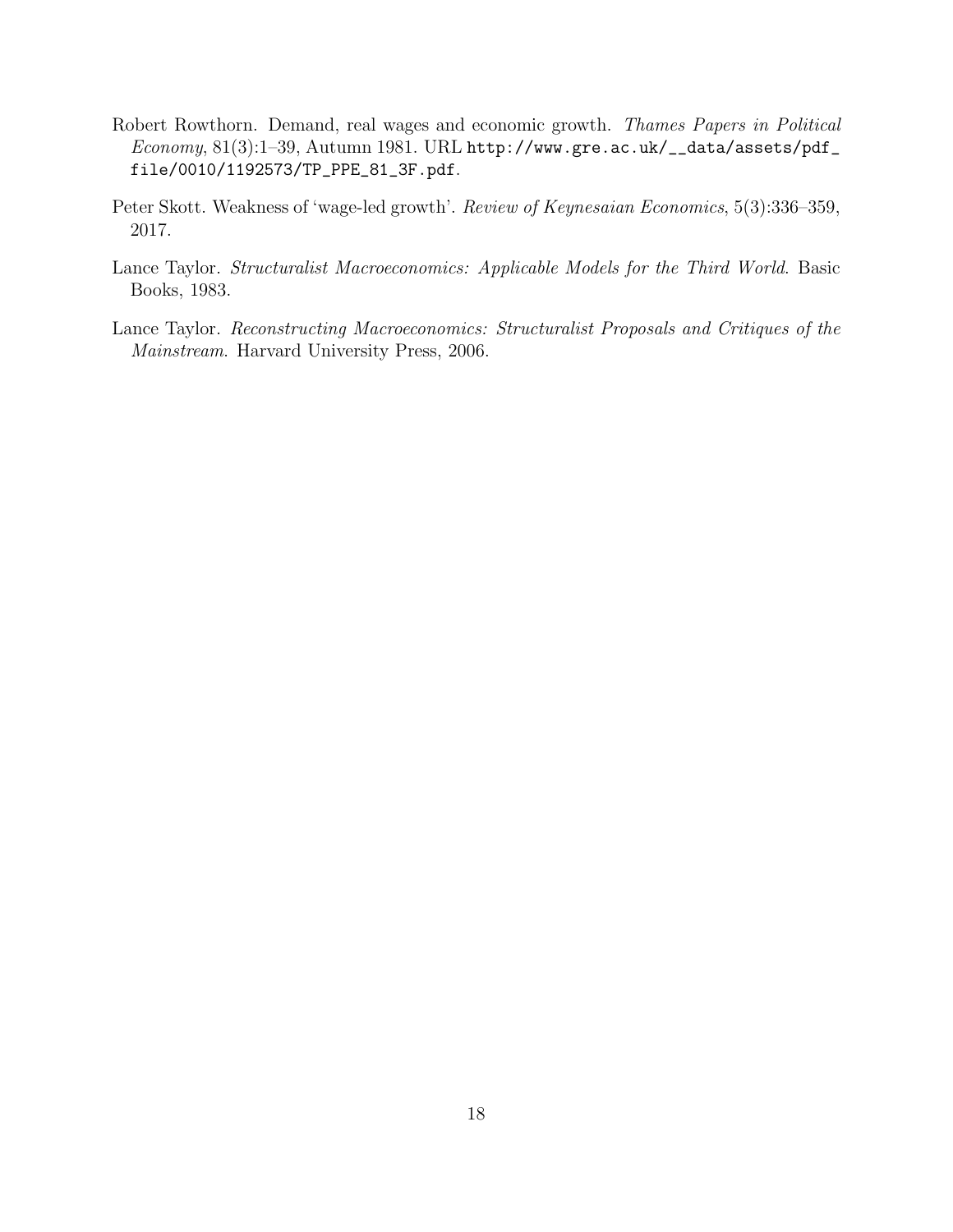Robert Rowthorn. Demand, real wages and economic growth. *Thames Papers in Political Economy*, 81(3):1–39, Autumn 1981. URL `http://www.gre.ac.uk/__data/assets/pdf_file/0010/1192573/TP_PPE_81_3F.pdf`.

Peter Skott. Weakness of 'wage-led growth'. *Review of Keynesaian Economics*, 5(3):336–359, 2017.

Lance Taylor. *Structuralist Macroeconomics: Applicable Models for the Third World*. Basic Books, 1983.

Lance Taylor. *Reconstructing Macroeconomics: Structuralist Proposals and Critiques of the Mainstream*. Harvard University Press, 2006.